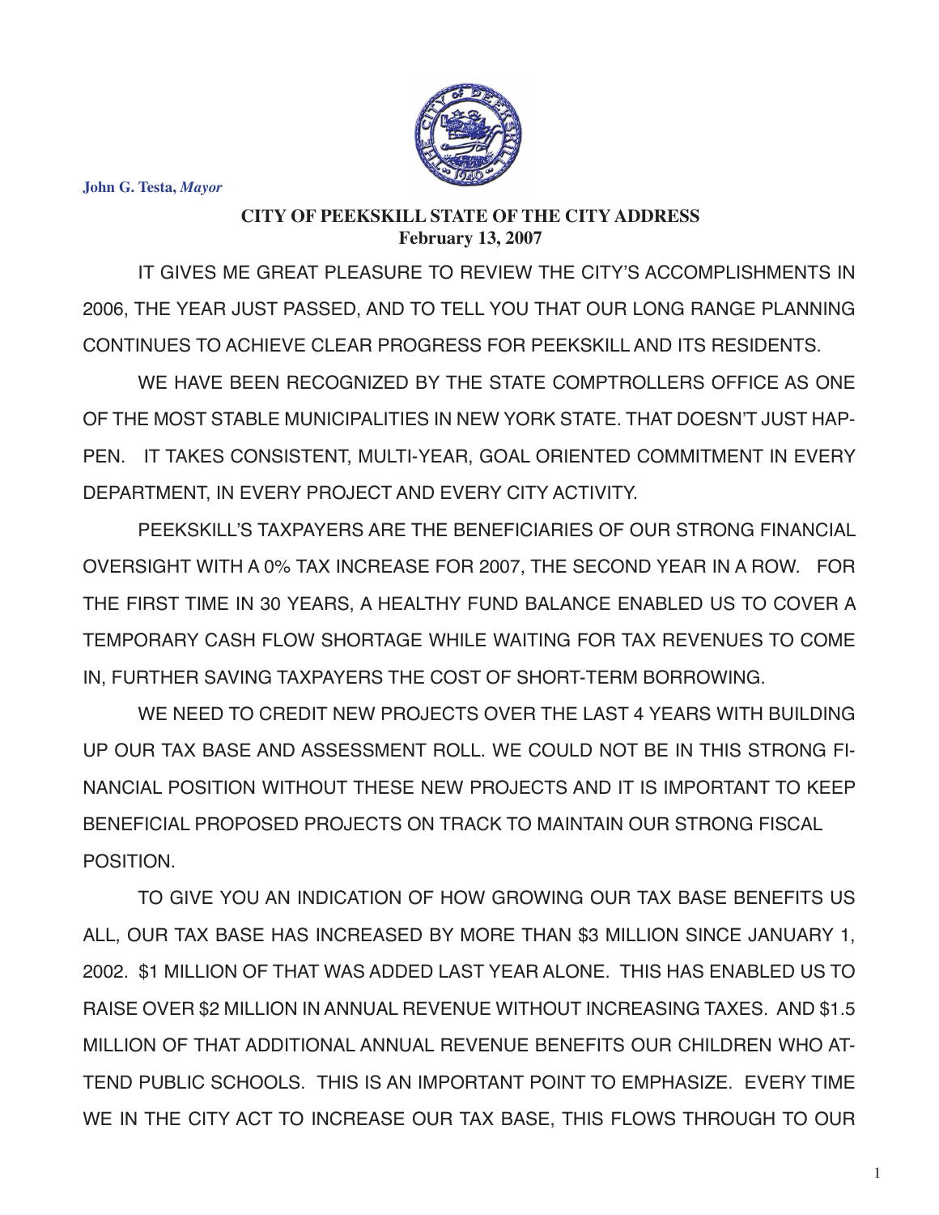**John G. Testa,** ***Mayor***

**CITY OF PEEKSKILL STATE OF THE CITY ADDRESS**
**February 13, 2007**

IT GIVES ME GREAT PLEASURE TO REVIEW THE CITY'S ACCOMPLISHMENTS IN 2006, THE YEAR JUST PASSED, AND TO TELL YOU THAT OUR LONG RANGE PLANNING CONTINUES TO ACHIEVE CLEAR PROGRESS FOR PEEKSKILL AND ITS RESIDENTS.

WE HAVE BEEN RECOGNIZED BY THE STATE COMPTROLLERS OFFICE AS ONE OF THE MOST STABLE MUNICIPALITIES IN NEW YORK STATE. THAT DOESN'T JUST HAPPEN. IT TAKES CONSISTENT, MULTI-YEAR, GOAL ORIENTED COMMITMENT IN EVERY DEPARTMENT, IN EVERY PROJECT AND EVERY CITY ACTIVITY.

PEEKSKILL'S TAXPAYERS ARE THE BENEFICIARIES OF OUR STRONG FINANCIAL OVERSIGHT WITH A 0% TAX INCREASE FOR 2007, THE SECOND YEAR IN A ROW. FOR THE FIRST TIME IN 30 YEARS, A HEALTHY FUND BALANCE ENABLED US TO COVER A TEMPORARY CASH FLOW SHORTAGE WHILE WAITING FOR TAX REVENUES TO COME IN, FURTHER SAVING TAXPAYERS THE COST OF SHORT-TERM BORROWING.

WE NEED TO CREDIT NEW PROJECTS OVER THE LAST 4 YEARS WITH BUILDING UP OUR TAX BASE AND ASSESSMENT ROLL. WE COULD NOT BE IN THIS STRONG FINANCIAL POSITION WITHOUT THESE NEW PROJECTS AND IT IS IMPORTANT TO KEEP BENEFICIAL PROPOSED PROJECTS ON TRACK TO MAINTAIN OUR STRONG FISCAL POSITION.

TO GIVE YOU AN INDICATION OF HOW GROWING OUR TAX BASE BENEFITS US ALL, OUR TAX BASE HAS INCREASED BY MORE THAN $3 MILLION SINCE JANUARY 1, 2002. $1 MILLION OF THAT WAS ADDED LAST YEAR ALONE. THIS HAS ENABLED US TO RAISE OVER $2 MILLION IN ANNUAL REVENUE WITHOUT INCREASING TAXES. AND $1.5 MILLION OF THAT ADDITIONAL ANNUAL REVENUE BENEFITS OUR CHILDREN WHO ATTEND PUBLIC SCHOOLS. THIS IS AN IMPORTANT POINT TO EMPHASIZE. EVERY TIME WE IN THE CITY ACT TO INCREASE OUR TAX BASE, THIS FLOWS THROUGH TO OUR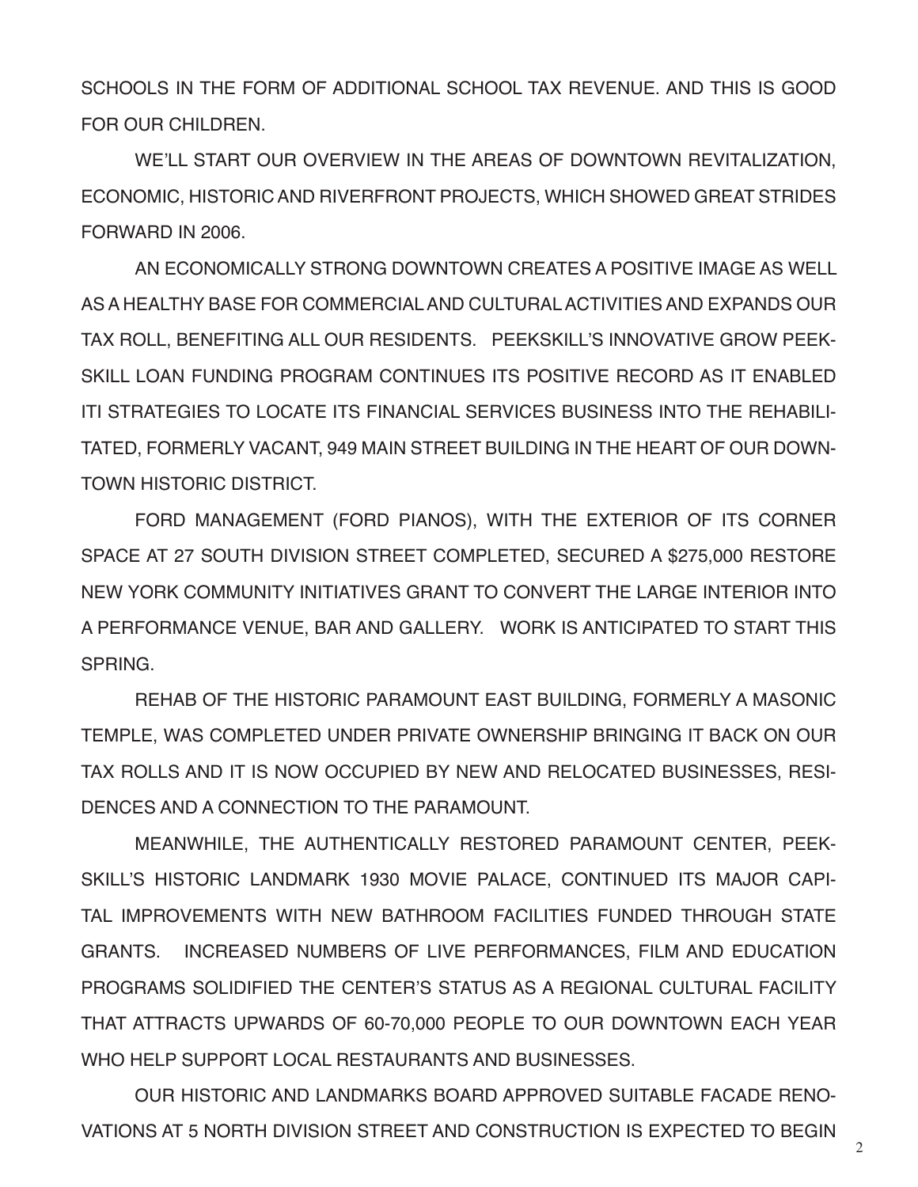SCHOOLS IN THE FORM OF ADDITIONAL SCHOOL TAX REVENUE. AND THIS IS GOOD FOR OUR CHILDREN.

WE'LL START OUR OVERVIEW IN THE AREAS OF DOWNTOWN REVITALIZATION, ECONOMIC, HISTORIC AND RIVERFRONT PROJECTS, WHICH SHOWED GREAT STRIDES FORWARD IN 2006.

AN ECONOMICALLY STRONG DOWNTOWN CREATES A POSITIVE IMAGE AS WELL AS A HEALTHY BASE FOR COMMERCIAL AND CULTURAL ACTIVITIES AND EXPANDS OUR TAX ROLL, BENEFITING ALL OUR RESIDENTS. PEEKSKILL'S INNOVATIVE GROW PEEKSKILL LOAN FUNDING PROGRAM CONTINUES ITS POSITIVE RECORD AS IT ENABLED ITI STRATEGIES TO LOCATE ITS FINANCIAL SERVICES BUSINESS INTO THE REHABILITATED, FORMERLY VACANT, 949 MAIN STREET BUILDING IN THE HEART OF OUR DOWNTOWN HISTORIC DISTRICT.

FORD MANAGEMENT (FORD PIANOS), WITH THE EXTERIOR OF ITS CORNER SPACE AT 27 SOUTH DIVISION STREET COMPLETED, SECURED A $275,000 RESTORE NEW YORK COMMUNITY INITIATIVES GRANT TO CONVERT THE LARGE INTERIOR INTO A PERFORMANCE VENUE, BAR AND GALLERY. WORK IS ANTICIPATED TO START THIS SPRING.

REHAB OF THE HISTORIC PARAMOUNT EAST BUILDING, FORMERLY A MASONIC TEMPLE, WAS COMPLETED UNDER PRIVATE OWNERSHIP BRINGING IT BACK ON OUR TAX ROLLS AND IT IS NOW OCCUPIED BY NEW AND RELOCATED BUSINESSES, RESIDENCES AND A CONNECTION TO THE PARAMOUNT.

MEANWHILE, THE AUTHENTICALLY RESTORED PARAMOUNT CENTER, PEEKSKILL'S HISTORIC LANDMARK 1930 MOVIE PALACE, CONTINUED ITS MAJOR CAPITAL IMPROVEMENTS WITH NEW BATHROOM FACILITIES FUNDED THROUGH STATE GRANTS. INCREASED NUMBERS OF LIVE PERFORMANCES, FILM AND EDUCATION PROGRAMS SOLIDIFIED THE CENTER'S STATUS AS A REGIONAL CULTURAL FACILITY THAT ATTRACTS UPWARDS OF 60-70,000 PEOPLE TO OUR DOWNTOWN EACH YEAR WHO HELP SUPPORT LOCAL RESTAURANTS AND BUSINESSES.

OUR HISTORIC AND LANDMARKS BOARD APPROVED SUITABLE FACADE RENOVATIONS AT 5 NORTH DIVISION STREET AND CONSTRUCTION IS EXPECTED TO BEGIN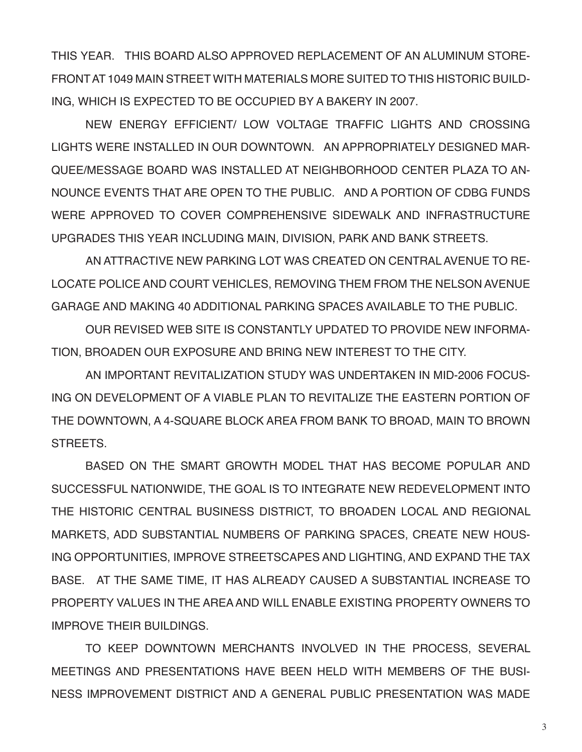THIS YEAR. THIS BOARD ALSO APPROVED REPLACEMENT OF AN ALUMINUM STOREFRONT AT 1049 MAIN STREET WITH MATERIALS MORE SUITED TO THIS HISTORIC BUILDING, WHICH IS EXPECTED TO BE OCCUPIED BY A BAKERY IN 2007.

NEW ENERGY EFFICIENT/ LOW VOLTAGE TRAFFIC LIGHTS AND CROSSING LIGHTS WERE INSTALLED IN OUR DOWNTOWN. AN APPROPRIATELY DESIGNED MARQUEE/MESSAGE BOARD WAS INSTALLED AT NEIGHBORHOOD CENTER PLAZA TO ANNOUNCE EVENTS THAT ARE OPEN TO THE PUBLIC. AND A PORTION OF CDBG FUNDS WERE APPROVED TO COVER COMPREHENSIVE SIDEWALK AND INFRASTRUCTURE UPGRADES THIS YEAR INCLUDING MAIN, DIVISION, PARK AND BANK STREETS.

AN ATTRACTIVE NEW PARKING LOT WAS CREATED ON CENTRAL AVENUE TO RELOCATE POLICE AND COURT VEHICLES, REMOVING THEM FROM THE NELSON AVENUE GARAGE AND MAKING 40 ADDITIONAL PARKING SPACES AVAILABLE TO THE PUBLIC.

OUR REVISED WEB SITE IS CONSTANTLY UPDATED TO PROVIDE NEW INFORMATION, BROADEN OUR EXPOSURE AND BRING NEW INTEREST TO THE CITY.

AN IMPORTANT REVITALIZATION STUDY WAS UNDERTAKEN IN MID-2006 FOCUSING ON DEVELOPMENT OF A VIABLE PLAN TO REVITALIZE THE EASTERN PORTION OF THE DOWNTOWN, A 4-SQUARE BLOCK AREA FROM BANK TO BROAD, MAIN TO BROWN STREETS.

BASED ON THE SMART GROWTH MODEL THAT HAS BECOME POPULAR AND SUCCESSFUL NATIONWIDE, THE GOAL IS TO INTEGRATE NEW REDEVELOPMENT INTO THE HISTORIC CENTRAL BUSINESS DISTRICT, TO BROADEN LOCAL AND REGIONAL MARKETS, ADD SUBSTANTIAL NUMBERS OF PARKING SPACES, CREATE NEW HOUSING OPPORTUNITIES, IMPROVE STREETSCAPES AND LIGHTING, AND EXPAND THE TAX BASE. AT THE SAME TIME, IT HAS ALREADY CAUSED A SUBSTANTIAL INCREASE TO PROPERTY VALUES IN THE AREA AND WILL ENABLE EXISTING PROPERTY OWNERS TO IMPROVE THEIR BUILDINGS.

TO KEEP DOWNTOWN MERCHANTS INVOLVED IN THE PROCESS, SEVERAL MEETINGS AND PRESENTATIONS HAVE BEEN HELD WITH MEMBERS OF THE BUSINESS IMPROVEMENT DISTRICT AND A GENERAL PUBLIC PRESENTATION WAS MADE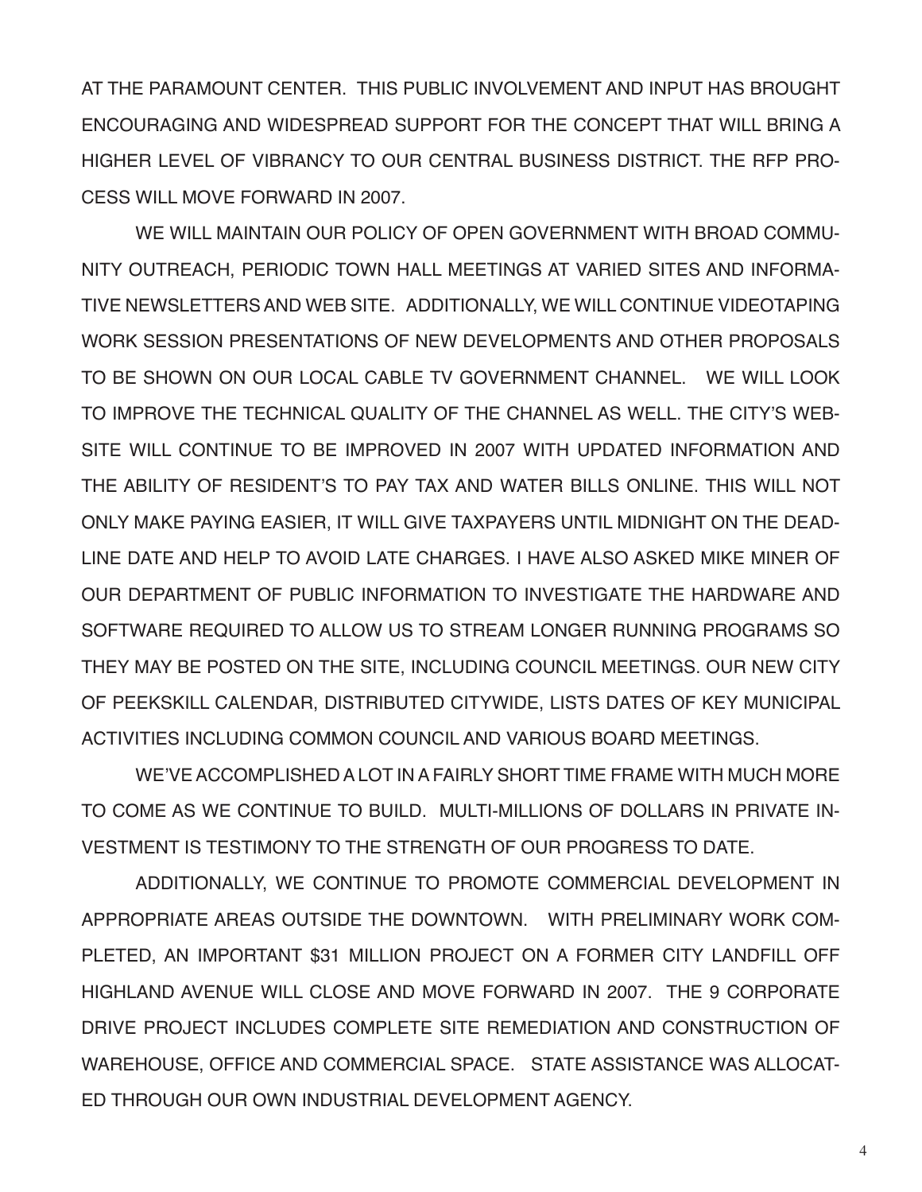AT THE PARAMOUNT CENTER. THIS PUBLIC INVOLVEMENT AND INPUT HAS BROUGHT ENCOURAGING AND WIDESPREAD SUPPORT FOR THE CONCEPT THAT WILL BRING A HIGHER LEVEL OF VIBRANCY TO OUR CENTRAL BUSINESS DISTRICT. THE RFP PROCESS WILL MOVE FORWARD IN 2007.

WE WILL MAINTAIN OUR POLICY OF OPEN GOVERNMENT WITH BROAD COMMUNITY OUTREACH, PERIODIC TOWN HALL MEETINGS AT VARIED SITES AND INFORMATIVE NEWSLETTERS AND WEB SITE. ADDITIONALLY, WE WILL CONTINUE VIDEOTAPING WORK SESSION PRESENTATIONS OF NEW DEVELOPMENTS AND OTHER PROPOSALS TO BE SHOWN ON OUR LOCAL CABLE TV GOVERNMENT CHANNEL. WE WILL LOOK TO IMPROVE THE TECHNICAL QUALITY OF THE CHANNEL AS WELL. THE CITY'S WEBSITE WILL CONTINUE TO BE IMPROVED IN 2007 WITH UPDATED INFORMATION AND THE ABILITY OF RESIDENT'S TO PAY TAX AND WATER BILLS ONLINE. THIS WILL NOT ONLY MAKE PAYING EASIER, IT WILL GIVE TAXPAYERS UNTIL MIDNIGHT ON THE DEADLINE DATE AND HELP TO AVOID LATE CHARGES. I HAVE ALSO ASKED MIKE MINER OF OUR DEPARTMENT OF PUBLIC INFORMATION TO INVESTIGATE THE HARDWARE AND SOFTWARE REQUIRED TO ALLOW US TO STREAM LONGER RUNNING PROGRAMS SO THEY MAY BE POSTED ON THE SITE, INCLUDING COUNCIL MEETINGS. OUR NEW CITY OF PEEKSKILL CALENDAR, DISTRIBUTED CITYWIDE, LISTS DATES OF KEY MUNICIPAL ACTIVITIES INCLUDING COMMON COUNCIL AND VARIOUS BOARD MEETINGS.

WE'VE ACCOMPLISHED A LOT IN A FAIRLY SHORT TIME FRAME WITH MUCH MORE TO COME AS WE CONTINUE TO BUILD. MULTI-MILLIONS OF DOLLARS IN PRIVATE INVESTMENT IS TESTIMONY TO THE STRENGTH OF OUR PROGRESS TO DATE.

ADDITIONALLY, WE CONTINUE TO PROMOTE COMMERCIAL DEVELOPMENT IN APPROPRIATE AREAS OUTSIDE THE DOWNTOWN. WITH PRELIMINARY WORK COMPLETED, AN IMPORTANT $31 MILLION PROJECT ON A FORMER CITY LANDFILL OFF HIGHLAND AVENUE WILL CLOSE AND MOVE FORWARD IN 2007. THE 9 CORPORATE DRIVE PROJECT INCLUDES COMPLETE SITE REMEDIATION AND CONSTRUCTION OF WAREHOUSE, OFFICE AND COMMERCIAL SPACE. STATE ASSISTANCE WAS ALLOCATED THROUGH OUR OWN INDUSTRIAL DEVELOPMENT AGENCY.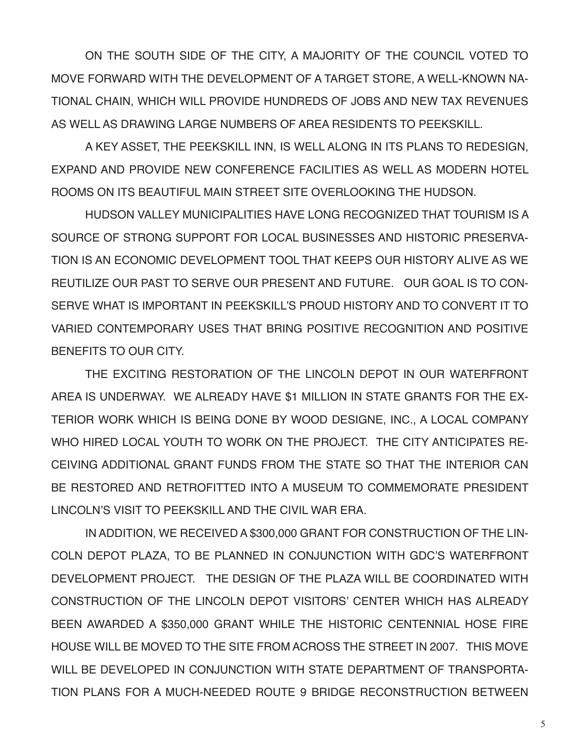ON THE SOUTH SIDE OF THE CITY, A MAJORITY OF THE COUNCIL VOTED TO MOVE FORWARD WITH THE DEVELOPMENT OF A TARGET STORE, A WELL-KNOWN NATIONAL CHAIN, WHICH WILL PROVIDE HUNDREDS OF JOBS AND NEW TAX REVENUES AS WELL AS DRAWING LARGE NUMBERS OF AREA RESIDENTS TO PEEKSKILL.

A KEY ASSET, THE PEEKSKILL INN, IS WELL ALONG IN ITS PLANS TO REDESIGN, EXPAND AND PROVIDE NEW CONFERENCE FACILITIES AS WELL AS MODERN HOTEL ROOMS ON ITS BEAUTIFUL MAIN STREET SITE OVERLOOKING THE HUDSON.

HUDSON VALLEY MUNICIPALITIES HAVE LONG RECOGNIZED THAT TOURISM IS A SOURCE OF STRONG SUPPORT FOR LOCAL BUSINESSES AND HISTORIC PRESERVATION IS AN ECONOMIC DEVELOPMENT TOOL THAT KEEPS OUR HISTORY ALIVE AS WE REUTILIZE OUR PAST TO SERVE OUR PRESENT AND FUTURE. OUR GOAL IS TO CONSERVE WHAT IS IMPORTANT IN PEEKSKILL'S PROUD HISTORY AND TO CONVERT IT TO VARIED CONTEMPORARY USES THAT BRING POSITIVE RECOGNITION AND POSITIVE BENEFITS TO OUR CITY.

THE EXCITING RESTORATION OF THE LINCOLN DEPOT IN OUR WATERFRONT AREA IS UNDERWAY. WE ALREADY HAVE $1 MILLION IN STATE GRANTS FOR THE EXTERIOR WORK WHICH IS BEING DONE BY WOOD DESIGNE, INC., A LOCAL COMPANY WHO HIRED LOCAL YOUTH TO WORK ON THE PROJECT. THE CITY ANTICIPATES RECEIVING ADDITIONAL GRANT FUNDS FROM THE STATE SO THAT THE INTERIOR CAN BE RESTORED AND RETROFITTED INTO A MUSEUM TO COMMEMORATE PRESIDENT LINCOLN'S VISIT TO PEEKSKILL AND THE CIVIL WAR ERA.

IN ADDITION, WE RECEIVED A $300,000 GRANT FOR CONSTRUCTION OF THE LINCOLN DEPOT PLAZA, TO BE PLANNED IN CONJUNCTION WITH GDC'S WATERFRONT DEVELOPMENT PROJECT. THE DESIGN OF THE PLAZA WILL BE COORDINATED WITH CONSTRUCTION OF THE LINCOLN DEPOT VISITORS' CENTER WHICH HAS ALREADY BEEN AWARDED A $350,000 GRANT WHILE THE HISTORIC CENTENNIAL HOSE FIRE HOUSE WILL BE MOVED TO THE SITE FROM ACROSS THE STREET IN 2007. THIS MOVE WILL BE DEVELOPED IN CONJUNCTION WITH STATE DEPARTMENT OF TRANSPORTATION PLANS FOR A MUCH-NEEDED ROUTE 9 BRIDGE RECONSTRUCTION BETWEEN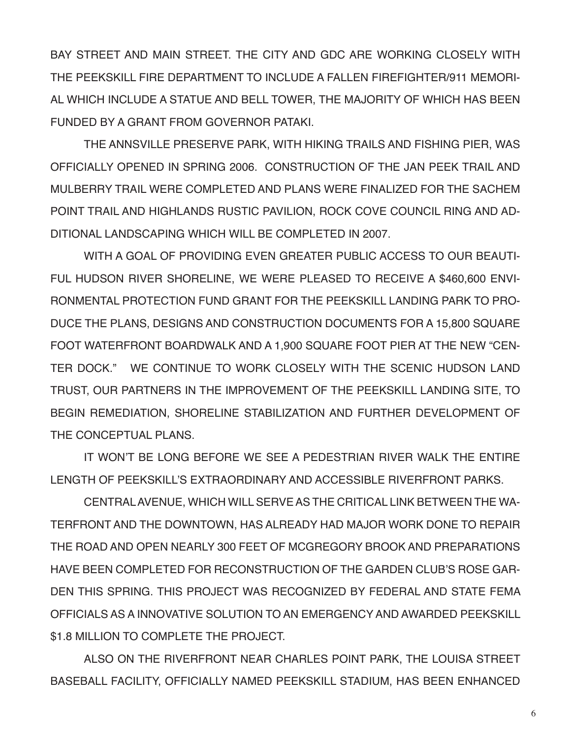BAY STREET AND MAIN STREET. THE CITY AND GDC ARE WORKING CLOSELY WITH THE PEEKSKILL FIRE DEPARTMENT TO INCLUDE A FALLEN FIREFIGHTER/911 MEMORIAL WHICH INCLUDE A STATUE AND BELL TOWER, THE MAJORITY OF WHICH HAS BEEN FUNDED BY A GRANT FROM GOVERNOR PATAKI.

THE ANNSVILLE PRESERVE PARK, WITH HIKING TRAILS AND FISHING PIER, WAS OFFICIALLY OPENED IN SPRING 2006. CONSTRUCTION OF THE JAN PEEK TRAIL AND MULBERRY TRAIL WERE COMPLETED AND PLANS WERE FINALIZED FOR THE SACHEM POINT TRAIL AND HIGHLANDS RUSTIC PAVILION, ROCK COVE COUNCIL RING AND ADDITIONAL LANDSCAPING WHICH WILL BE COMPLETED IN 2007.

WITH A GOAL OF PROVIDING EVEN GREATER PUBLIC ACCESS TO OUR BEAUTIFUL HUDSON RIVER SHORELINE, WE WERE PLEASED TO RECEIVE A $460,600 ENVIRONMENTAL PROTECTION FUND GRANT FOR THE PEEKSKILL LANDING PARK TO PRODUCE THE PLANS, DESIGNS AND CONSTRUCTION DOCUMENTS FOR A 15,800 SQUARE FOOT WATERFRONT BOARDWALK AND A 1,900 SQUARE FOOT PIER AT THE NEW "CENTER DOCK." WE CONTINUE TO WORK CLOSELY WITH THE SCENIC HUDSON LAND TRUST, OUR PARTNERS IN THE IMPROVEMENT OF THE PEEKSKILL LANDING SITE, TO BEGIN REMEDIATION, SHORELINE STABILIZATION AND FURTHER DEVELOPMENT OF THE CONCEPTUAL PLANS.

IT WON'T BE LONG BEFORE WE SEE A PEDESTRIAN RIVER WALK THE ENTIRE LENGTH OF PEEKSKILL'S EXTRAORDINARY AND ACCESSIBLE RIVERFRONT PARKS.

CENTRAL AVENUE, WHICH WILL SERVE AS THE CRITICAL LINK BETWEEN THE WATERFRONT AND THE DOWNTOWN, HAS ALREADY HAD MAJOR WORK DONE TO REPAIR THE ROAD AND OPEN NEARLY 300 FEET OF MCGREGORY BROOK AND PREPARATIONS HAVE BEEN COMPLETED FOR RECONSTRUCTION OF THE GARDEN CLUB'S ROSE GARDEN THIS SPRING. THIS PROJECT WAS RECOGNIZED BY FEDERAL AND STATE FEMA OFFICIALS AS A INNOVATIVE SOLUTION TO AN EMERGENCY AND AWARDED PEEKSKILL $1.8 MILLION TO COMPLETE THE PROJECT.

ALSO ON THE RIVERFRONT NEAR CHARLES POINT PARK, THE LOUISA STREET BASEBALL FACILITY, OFFICIALLY NAMED PEEKSKILL STADIUM, HAS BEEN ENHANCED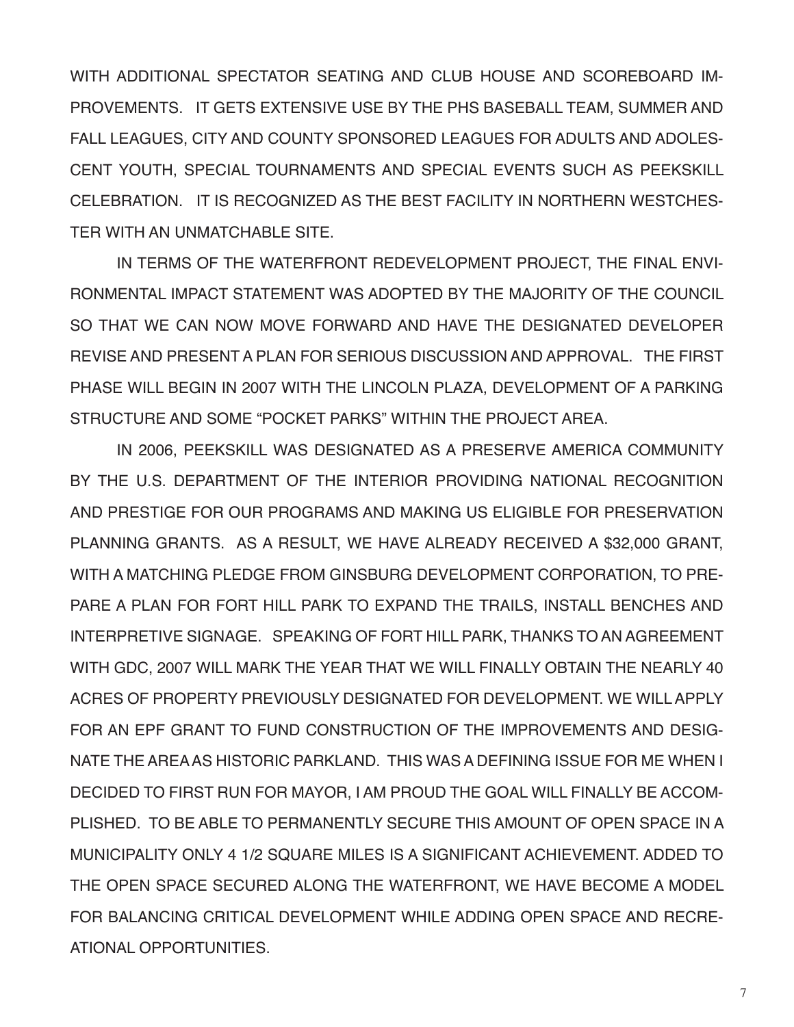WITH ADDITIONAL SPECTATOR SEATING AND CLUB HOUSE AND SCOREBOARD IMPROVEMENTS. IT GETS EXTENSIVE USE BY THE PHS BASEBALL TEAM, SUMMER AND FALL LEAGUES, CITY AND COUNTY SPONSORED LEAGUES FOR ADULTS AND ADOLESCENT YOUTH, SPECIAL TOURNAMENTS AND SPECIAL EVENTS SUCH AS PEEKSKILL CELEBRATION. IT IS RECOGNIZED AS THE BEST FACILITY IN NORTHERN WESTCHESTER WITH AN UNMATCHABLE SITE.

IN TERMS OF THE WATERFRONT REDEVELOPMENT PROJECT, THE FINAL ENVIRONMENTAL IMPACT STATEMENT WAS ADOPTED BY THE MAJORITY OF THE COUNCIL SO THAT WE CAN NOW MOVE FORWARD AND HAVE THE DESIGNATED DEVELOPER REVISE AND PRESENT A PLAN FOR SERIOUS DISCUSSION AND APPROVAL. THE FIRST PHASE WILL BEGIN IN 2007 WITH THE LINCOLN PLAZA, DEVELOPMENT OF A PARKING STRUCTURE AND SOME "POCKET PARKS" WITHIN THE PROJECT AREA.

IN 2006, PEEKSKILL WAS DESIGNATED AS A PRESERVE AMERICA COMMUNITY BY THE U.S. DEPARTMENT OF THE INTERIOR PROVIDING NATIONAL RECOGNITION AND PRESTIGE FOR OUR PROGRAMS AND MAKING US ELIGIBLE FOR PRESERVATION PLANNING GRANTS. AS A RESULT, WE HAVE ALREADY RECEIVED A $32,000 GRANT, WITH A MATCHING PLEDGE FROM GINSBURG DEVELOPMENT CORPORATION, TO PREPARE A PLAN FOR FORT HILL PARK TO EXPAND THE TRAILS, INSTALL BENCHES AND INTERPRETIVE SIGNAGE. SPEAKING OF FORT HILL PARK, THANKS TO AN AGREEMENT WITH GDC, 2007 WILL MARK THE YEAR THAT WE WILL FINALLY OBTAIN THE NEARLY 40 ACRES OF PROPERTY PREVIOUSLY DESIGNATED FOR DEVELOPMENT. WE WILL APPLY FOR AN EPF GRANT TO FUND CONSTRUCTION OF THE IMPROVEMENTS AND DESIGNATE THE AREA AS HISTORIC PARKLAND. THIS WAS A DEFINING ISSUE FOR ME WHEN I DECIDED TO FIRST RUN FOR MAYOR, I AM PROUD THE GOAL WILL FINALLY BE ACCOMPLISHED. TO BE ABLE TO PERMANENTLY SECURE THIS AMOUNT OF OPEN SPACE IN A MUNICIPALITY ONLY 4 1/2 SQUARE MILES IS A SIGNIFICANT ACHIEVEMENT. ADDED TO THE OPEN SPACE SECURED ALONG THE WATERFRONT, WE HAVE BECOME A MODEL FOR BALANCING CRITICAL DEVELOPMENT WHILE ADDING OPEN SPACE AND RECREATIONAL OPPORTUNITIES.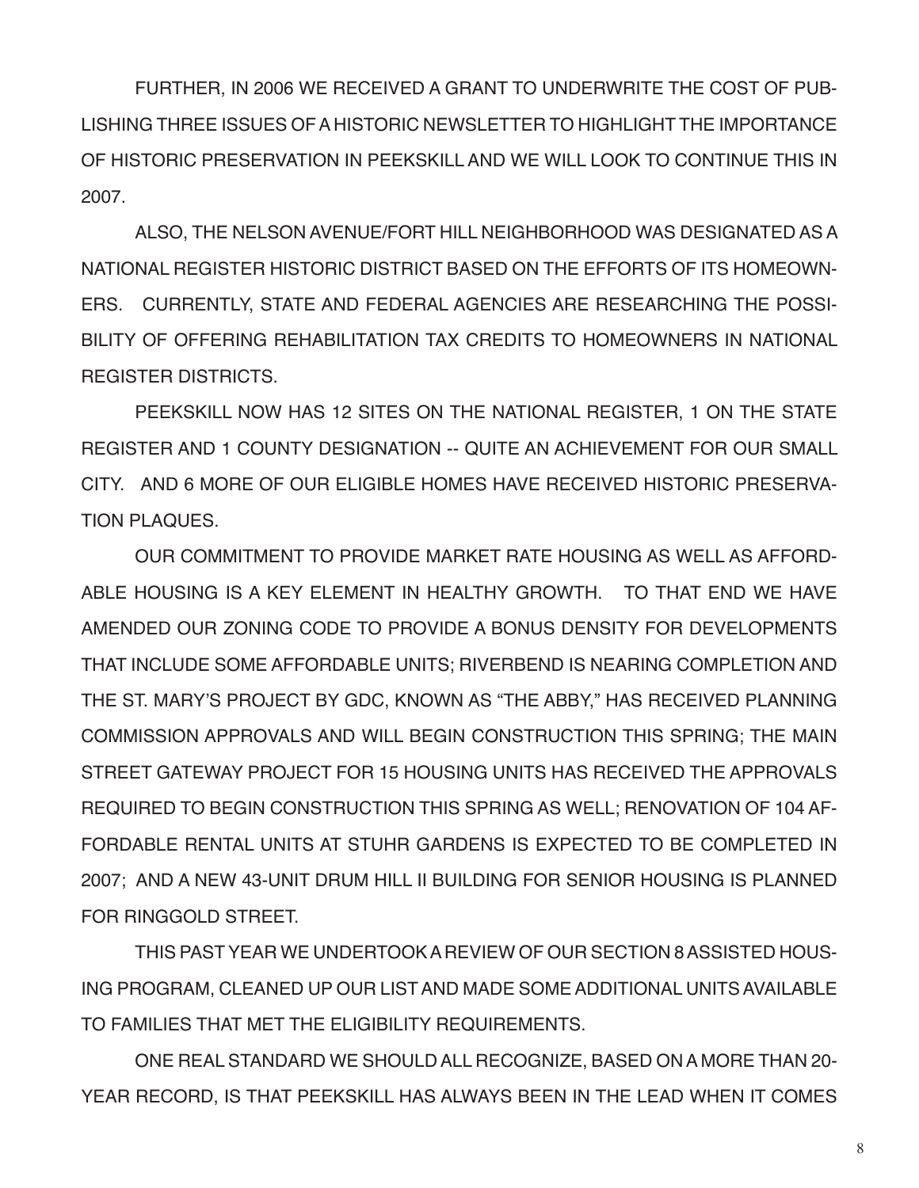FURTHER, IN 2006 WE RECEIVED A GRANT TO UNDERWRITE THE COST OF PUBLISHING THREE ISSUES OF A HISTORIC NEWSLETTER TO HIGHLIGHT THE IMPORTANCE OF HISTORIC PRESERVATION IN PEEKSKILL AND WE WILL LOOK TO CONTINUE THIS IN 2007.

ALSO, THE NELSON AVENUE/FORT HILL NEIGHBORHOOD WAS DESIGNATED AS A NATIONAL REGISTER HISTORIC DISTRICT BASED ON THE EFFORTS OF ITS HOMEOWNERS. CURRENTLY, STATE AND FEDERAL AGENCIES ARE RESEARCHING THE POSSIBILITY OF OFFERING REHABILITATION TAX CREDITS TO HOMEOWNERS IN NATIONAL REGISTER DISTRICTS.

PEEKSKILL NOW HAS 12 SITES ON THE NATIONAL REGISTER, 1 ON THE STATE REGISTER AND 1 COUNTY DESIGNATION -- QUITE AN ACHIEVEMENT FOR OUR SMALL CITY. AND 6 MORE OF OUR ELIGIBLE HOMES HAVE RECEIVED HISTORIC PRESERVATION PLAQUES.

OUR COMMITMENT TO PROVIDE MARKET RATE HOUSING AS WELL AS AFFORDABLE HOUSING IS A KEY ELEMENT IN HEALTHY GROWTH. TO THAT END WE HAVE AMENDED OUR ZONING CODE TO PROVIDE A BONUS DENSITY FOR DEVELOPMENTS THAT INCLUDE SOME AFFORDABLE UNITS; RIVERBEND IS NEARING COMPLETION AND THE ST. MARY'S PROJECT BY GDC, KNOWN AS "THE ABBY," HAS RECEIVED PLANNING COMMISSION APPROVALS AND WILL BEGIN CONSTRUCTION THIS SPRING; THE MAIN STREET GATEWAY PROJECT FOR 15 HOUSING UNITS HAS RECEIVED THE APPROVALS REQUIRED TO BEGIN CONSTRUCTION THIS SPRING AS WELL; RENOVATION OF 104 AFFORDABLE RENTAL UNITS AT STUHR GARDENS IS EXPECTED TO BE COMPLETED IN 2007; AND A NEW 43-UNIT DRUM HILL II BUILDING FOR SENIOR HOUSING IS PLANNED FOR RINGGOLD STREET.

THIS PAST YEAR WE UNDERTOOK A REVIEW OF OUR SECTION 8 ASSISTED HOUSING PROGRAM, CLEANED UP OUR LIST AND MADE SOME ADDITIONAL UNITS AVAILABLE TO FAMILIES THAT MET THE ELIGIBILITY REQUIREMENTS.

ONE REAL STANDARD WE SHOULD ALL RECOGNIZE, BASED ON A MORE THAN 20-YEAR RECORD, IS THAT PEEKSKILL HAS ALWAYS BEEN IN THE LEAD WHEN IT COMES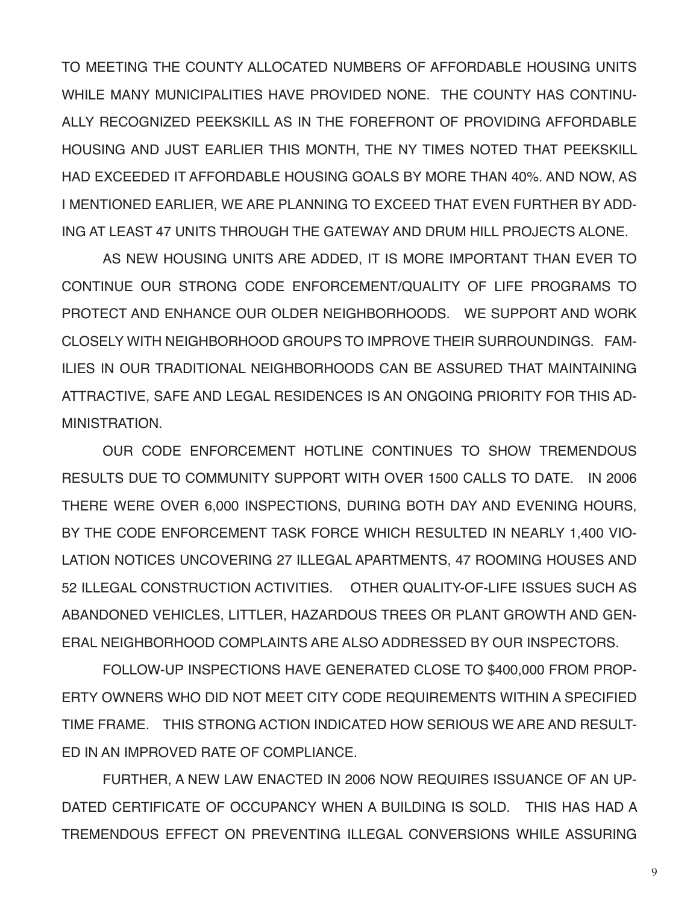TO MEETING THE COUNTY ALLOCATED NUMBERS OF AFFORDABLE HOUSING UNITS WHILE MANY MUNICIPALITIES HAVE PROVIDED NONE. THE COUNTY HAS CONTINUALLY RECOGNIZED PEEKSKILL AS IN THE FOREFRONT OF PROVIDING AFFORDABLE HOUSING AND JUST EARLIER THIS MONTH, THE NY TIMES NOTED THAT PEEKSKILL HAD EXCEEDED IT AFFORDABLE HOUSING GOALS BY MORE THAN 40%. AND NOW, AS I MENTIONED EARLIER, WE ARE PLANNING TO EXCEED THAT EVEN FURTHER BY ADDING AT LEAST 47 UNITS THROUGH THE GATEWAY AND DRUM HILL PROJECTS ALONE.

AS NEW HOUSING UNITS ARE ADDED, IT IS MORE IMPORTANT THAN EVER TO CONTINUE OUR STRONG CODE ENFORCEMENT/QUALITY OF LIFE PROGRAMS TO PROTECT AND ENHANCE OUR OLDER NEIGHBORHOODS. WE SUPPORT AND WORK CLOSELY WITH NEIGHBORHOOD GROUPS TO IMPROVE THEIR SURROUNDINGS. FAMILIES IN OUR TRADITIONAL NEIGHBORHOODS CAN BE ASSURED THAT MAINTAINING ATTRACTIVE, SAFE AND LEGAL RESIDENCES IS AN ONGOING PRIORITY FOR THIS ADMINISTRATION.

OUR CODE ENFORCEMENT HOTLINE CONTINUES TO SHOW TREMENDOUS RESULTS DUE TO COMMUNITY SUPPORT WITH OVER 1500 CALLS TO DATE. IN 2006 THERE WERE OVER 6,000 INSPECTIONS, DURING BOTH DAY AND EVENING HOURS, BY THE CODE ENFORCEMENT TASK FORCE WHICH RESULTED IN NEARLY 1,400 VIOLATION NOTICES UNCOVERING 27 ILLEGAL APARTMENTS, 47 ROOMING HOUSES AND 52 ILLEGAL CONSTRUCTION ACTIVITIES. OTHER QUALITY-OF-LIFE ISSUES SUCH AS ABANDONED VEHICLES, LITTLER, HAZARDOUS TREES OR PLANT GROWTH AND GENERAL NEIGHBORHOOD COMPLAINTS ARE ALSO ADDRESSED BY OUR INSPECTORS.

FOLLOW-UP INSPECTIONS HAVE GENERATED CLOSE TO $400,000 FROM PROPERTY OWNERS WHO DID NOT MEET CITY CODE REQUIREMENTS WITHIN A SPECIFIED TIME FRAME. THIS STRONG ACTION INDICATED HOW SERIOUS WE ARE AND RESULTED IN AN IMPROVED RATE OF COMPLIANCE.

FURTHER, A NEW LAW ENACTED IN 2006 NOW REQUIRES ISSUANCE OF AN UPDATED CERTIFICATE OF OCCUPANCY WHEN A BUILDING IS SOLD. THIS HAS HAD A TREMENDOUS EFFECT ON PREVENTING ILLEGAL CONVERSIONS WHILE ASSURING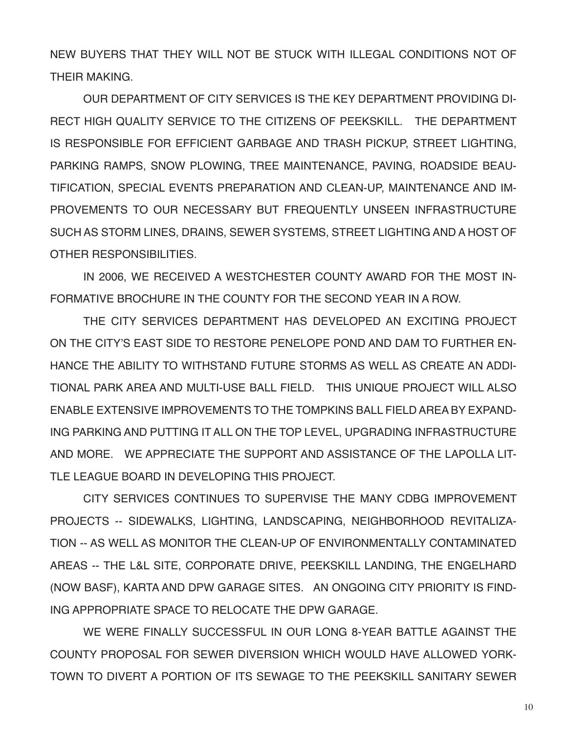NEW BUYERS THAT THEY WILL NOT BE STUCK WITH ILLEGAL CONDITIONS NOT OF THEIR MAKING.

OUR DEPARTMENT OF CITY SERVICES IS THE KEY DEPARTMENT PROVIDING DIRECT HIGH QUALITY SERVICE TO THE CITIZENS OF PEEKSKILL. THE DEPARTMENT IS RESPONSIBLE FOR EFFICIENT GARBAGE AND TRASH PICKUP, STREET LIGHTING, PARKING RAMPS, SNOW PLOWING, TREE MAINTENANCE, PAVING, ROADSIDE BEAUTIFICATION, SPECIAL EVENTS PREPARATION AND CLEAN-UP, MAINTENANCE AND IMPROVEMENTS TO OUR NECESSARY BUT FREQUENTLY UNSEEN INFRASTRUCTURE SUCH AS STORM LINES, DRAINS, SEWER SYSTEMS, STREET LIGHTING AND A HOST OF OTHER RESPONSIBILITIES.

IN 2006, WE RECEIVED A WESTCHESTER COUNTY AWARD FOR THE MOST INFORMATIVE BROCHURE IN THE COUNTY FOR THE SECOND YEAR IN A ROW.

THE CITY SERVICES DEPARTMENT HAS DEVELOPED AN EXCITING PROJECT ON THE CITY'S EAST SIDE TO RESTORE PENELOPE POND AND DAM TO FURTHER ENHANCE THE ABILITY TO WITHSTAND FUTURE STORMS AS WELL AS CREATE AN ADDITIONAL PARK AREA AND MULTI-USE BALL FIELD. THIS UNIQUE PROJECT WILL ALSO ENABLE EXTENSIVE IMPROVEMENTS TO THE TOMPKINS BALL FIELD AREA BY EXPANDING PARKING AND PUTTING IT ALL ON THE TOP LEVEL, UPGRADING INFRASTRUCTURE AND MORE. WE APPRECIATE THE SUPPORT AND ASSISTANCE OF THE LAPOLLA LITTLE LEAGUE BOARD IN DEVELOPING THIS PROJECT.

CITY SERVICES CONTINUES TO SUPERVISE THE MANY CDBG IMPROVEMENT PROJECTS -- SIDEWALKS, LIGHTING, LANDSCAPING, NEIGHBORHOOD REVITALIZATION -- AS WELL AS MONITOR THE CLEAN-UP OF ENVIRONMENTALLY CONTAMINATED AREAS -- THE L&L SITE, CORPORATE DRIVE, PEEKSKILL LANDING, THE ENGELHARD (NOW BASF), KARTA AND DPW GARAGE SITES. AN ONGOING CITY PRIORITY IS FINDING APPROPRIATE SPACE TO RELOCATE THE DPW GARAGE.

WE WERE FINALLY SUCCESSFUL IN OUR LONG 8-YEAR BATTLE AGAINST THE COUNTY PROPOSAL FOR SEWER DIVERSION WHICH WOULD HAVE ALLOWED YORKTOWN TO DIVERT A PORTION OF ITS SEWAGE TO THE PEEKSKILL SANITARY SEWER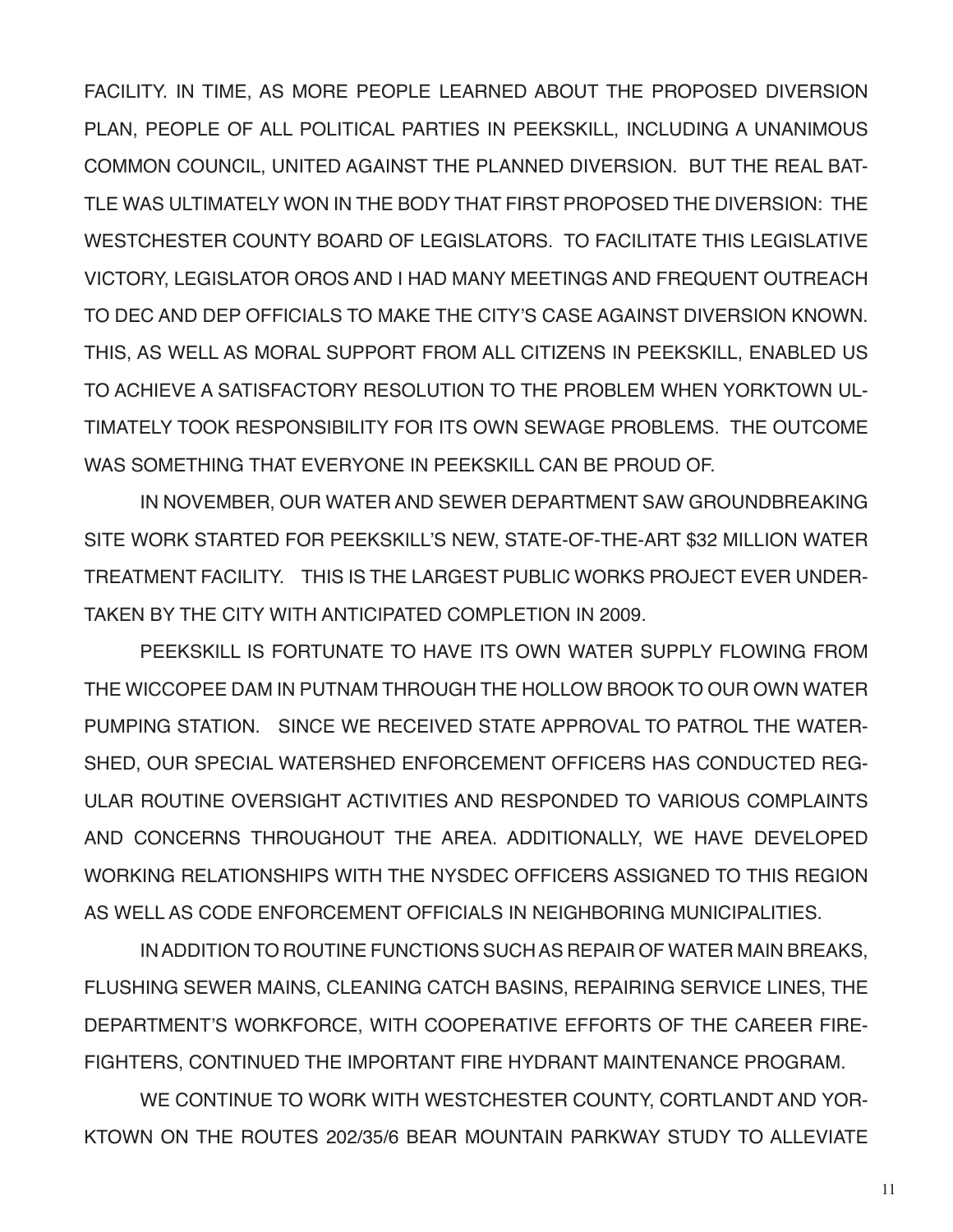FACILITY. IN TIME, AS MORE PEOPLE LEARNED ABOUT THE PROPOSED DIVERSION PLAN, PEOPLE OF ALL POLITICAL PARTIES IN PEEKSKILL, INCLUDING A UNANIMOUS COMMON COUNCIL, UNITED AGAINST THE PLANNED DIVERSION. BUT THE REAL BATTLE WAS ULTIMATELY WON IN THE BODY THAT FIRST PROPOSED THE DIVERSION: THE WESTCHESTER COUNTY BOARD OF LEGISLATORS. TO FACILITATE THIS LEGISLATIVE VICTORY, LEGISLATOR OROS AND I HAD MANY MEETINGS AND FREQUENT OUTREACH TO DEC AND DEP OFFICIALS TO MAKE THE CITY'S CASE AGAINST DIVERSION KNOWN. THIS, AS WELL AS MORAL SUPPORT FROM ALL CITIZENS IN PEEKSKILL, ENABLED US TO ACHIEVE A SATISFACTORY RESOLUTION TO THE PROBLEM WHEN YORKTOWN ULTIMATELY TOOK RESPONSIBILITY FOR ITS OWN SEWAGE PROBLEMS. THE OUTCOME WAS SOMETHING THAT EVERYONE IN PEEKSKILL CAN BE PROUD OF.

IN NOVEMBER, OUR WATER AND SEWER DEPARTMENT SAW GROUNDBREAKING SITE WORK STARTED FOR PEEKSKILL'S NEW, STATE-OF-THE-ART $32 MILLION WATER TREATMENT FACILITY. THIS IS THE LARGEST PUBLIC WORKS PROJECT EVER UNDERTAKEN BY THE CITY WITH ANTICIPATED COMPLETION IN 2009.

PEEKSKILL IS FORTUNATE TO HAVE ITS OWN WATER SUPPLY FLOWING FROM THE WICCOPEE DAM IN PUTNAM THROUGH THE HOLLOW BROOK TO OUR OWN WATER PUMPING STATION. SINCE WE RECEIVED STATE APPROVAL TO PATROL THE WATERSHED, OUR SPECIAL WATERSHED ENFORCEMENT OFFICERS HAS CONDUCTED REGULAR ROUTINE OVERSIGHT ACTIVITIES AND RESPONDED TO VARIOUS COMPLAINTS AND CONCERNS THROUGHOUT THE AREA. ADDITIONALLY, WE HAVE DEVELOPED WORKING RELATIONSHIPS WITH THE NYSDEC OFFICERS ASSIGNED TO THIS REGION AS WELL AS CODE ENFORCEMENT OFFICIALS IN NEIGHBORING MUNICIPALITIES.

IN ADDITION TO ROUTINE FUNCTIONS SUCH AS REPAIR OF WATER MAIN BREAKS, FLUSHING SEWER MAINS, CLEANING CATCH BASINS, REPAIRING SERVICE LINES, THE DEPARTMENT'S WORKFORCE, WITH COOPERATIVE EFFORTS OF THE CAREER FIREFIGHTERS, CONTINUED THE IMPORTANT FIRE HYDRANT MAINTENANCE PROGRAM.

WE CONTINUE TO WORK WITH WESTCHESTER COUNTY, CORTLANDT AND YORKTOWN ON THE ROUTES 202/35/6 BEAR MOUNTAIN PARKWAY STUDY TO ALLEVIATE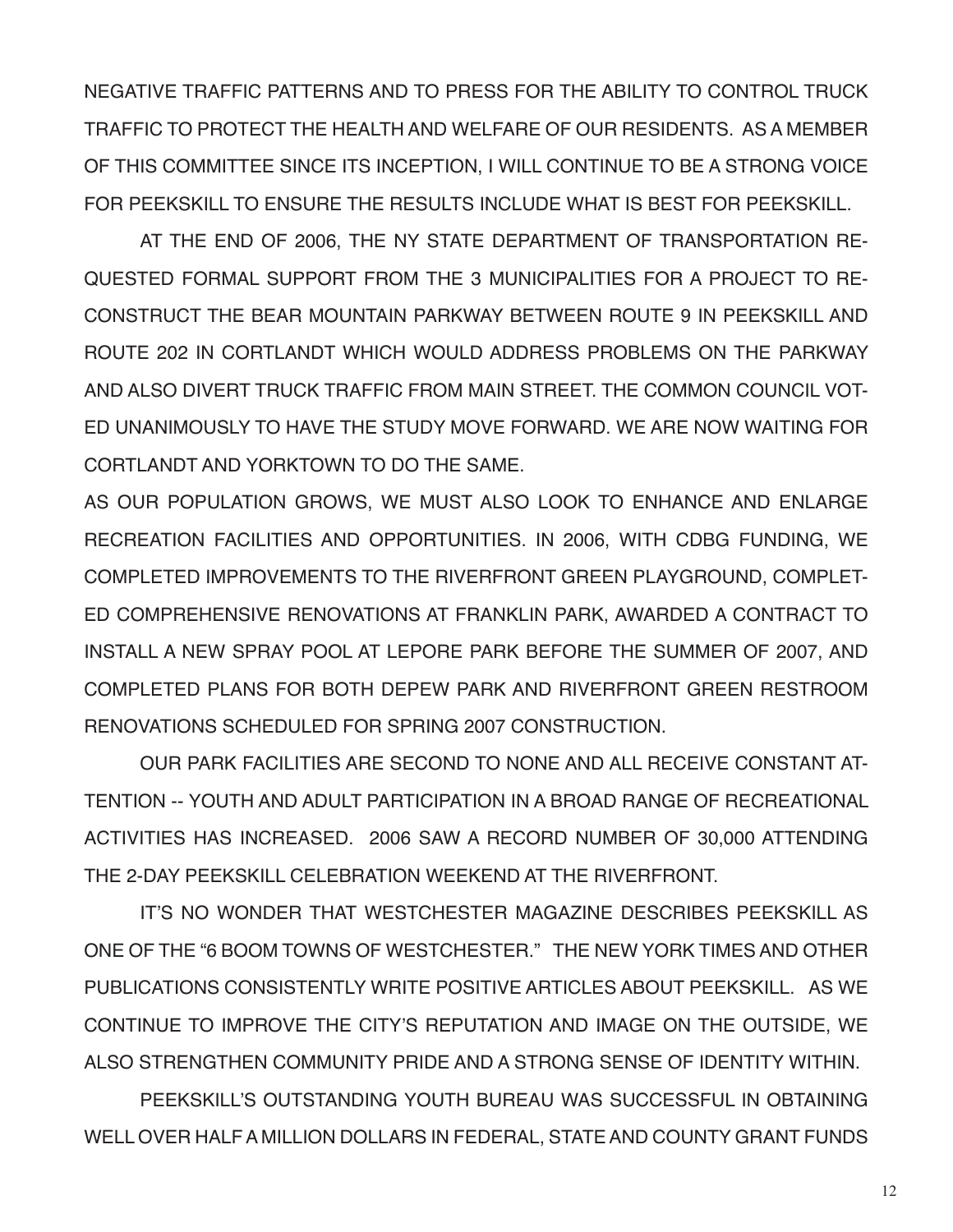NEGATIVE TRAFFIC PATTERNS AND TO PRESS FOR THE ABILITY TO CONTROL TRUCK TRAFFIC TO PROTECT THE HEALTH AND WELFARE OF OUR RESIDENTS. AS A MEMBER OF THIS COMMITTEE SINCE ITS INCEPTION, I WILL CONTINUE TO BE A STRONG VOICE FOR PEEKSKILL TO ENSURE THE RESULTS INCLUDE WHAT IS BEST FOR PEEKSKILL.

AT THE END OF 2006, THE NY STATE DEPARTMENT OF TRANSPORTATION REQUESTED FORMAL SUPPORT FROM THE 3 MUNICIPALITIES FOR A PROJECT TO RECONSTRUCT THE BEAR MOUNTAIN PARKWAY BETWEEN ROUTE 9 IN PEEKSKILL AND ROUTE 202 IN CORTLANDT WHICH WOULD ADDRESS PROBLEMS ON THE PARKWAY AND ALSO DIVERT TRUCK TRAFFIC FROM MAIN STREET. THE COMMON COUNCIL VOTED UNANIMOUSLY TO HAVE THE STUDY MOVE FORWARD. WE ARE NOW WAITING FOR CORTLANDT AND YORKTOWN TO DO THE SAME.

AS OUR POPULATION GROWS, WE MUST ALSO LOOK TO ENHANCE AND ENLARGE RECREATION FACILITIES AND OPPORTUNITIES. IN 2006, WITH CDBG FUNDING, WE COMPLETED IMPROVEMENTS TO THE RIVERFRONT GREEN PLAYGROUND, COMPLETED COMPREHENSIVE RENOVATIONS AT FRANKLIN PARK, AWARDED A CONTRACT TO INSTALL A NEW SPRAY POOL AT LEPORE PARK BEFORE THE SUMMER OF 2007, AND COMPLETED PLANS FOR BOTH DEPEW PARK AND RIVERFRONT GREEN RESTROOM RENOVATIONS SCHEDULED FOR SPRING 2007 CONSTRUCTION.

OUR PARK FACILITIES ARE SECOND TO NONE AND ALL RECEIVE CONSTANT ATTENTION -- YOUTH AND ADULT PARTICIPATION IN A BROAD RANGE OF RECREATIONAL ACTIVITIES HAS INCREASED. 2006 SAW A RECORD NUMBER OF 30,000 ATTENDING THE 2-DAY PEEKSKILL CELEBRATION WEEKEND AT THE RIVERFRONT.

IT'S NO WONDER THAT WESTCHESTER MAGAZINE DESCRIBES PEEKSKILL AS ONE OF THE "6 BOOM TOWNS OF WESTCHESTER." THE NEW YORK TIMES AND OTHER PUBLICATIONS CONSISTENTLY WRITE POSITIVE ARTICLES ABOUT PEEKSKILL. AS WE CONTINUE TO IMPROVE THE CITY'S REPUTATION AND IMAGE ON THE OUTSIDE, WE ALSO STRENGTHEN COMMUNITY PRIDE AND A STRONG SENSE OF IDENTITY WITHIN.

PEEKSKILL'S OUTSTANDING YOUTH BUREAU WAS SUCCESSFUL IN OBTAINING WELL OVER HALF A MILLION DOLLARS IN FEDERAL, STATE AND COUNTY GRANT FUNDS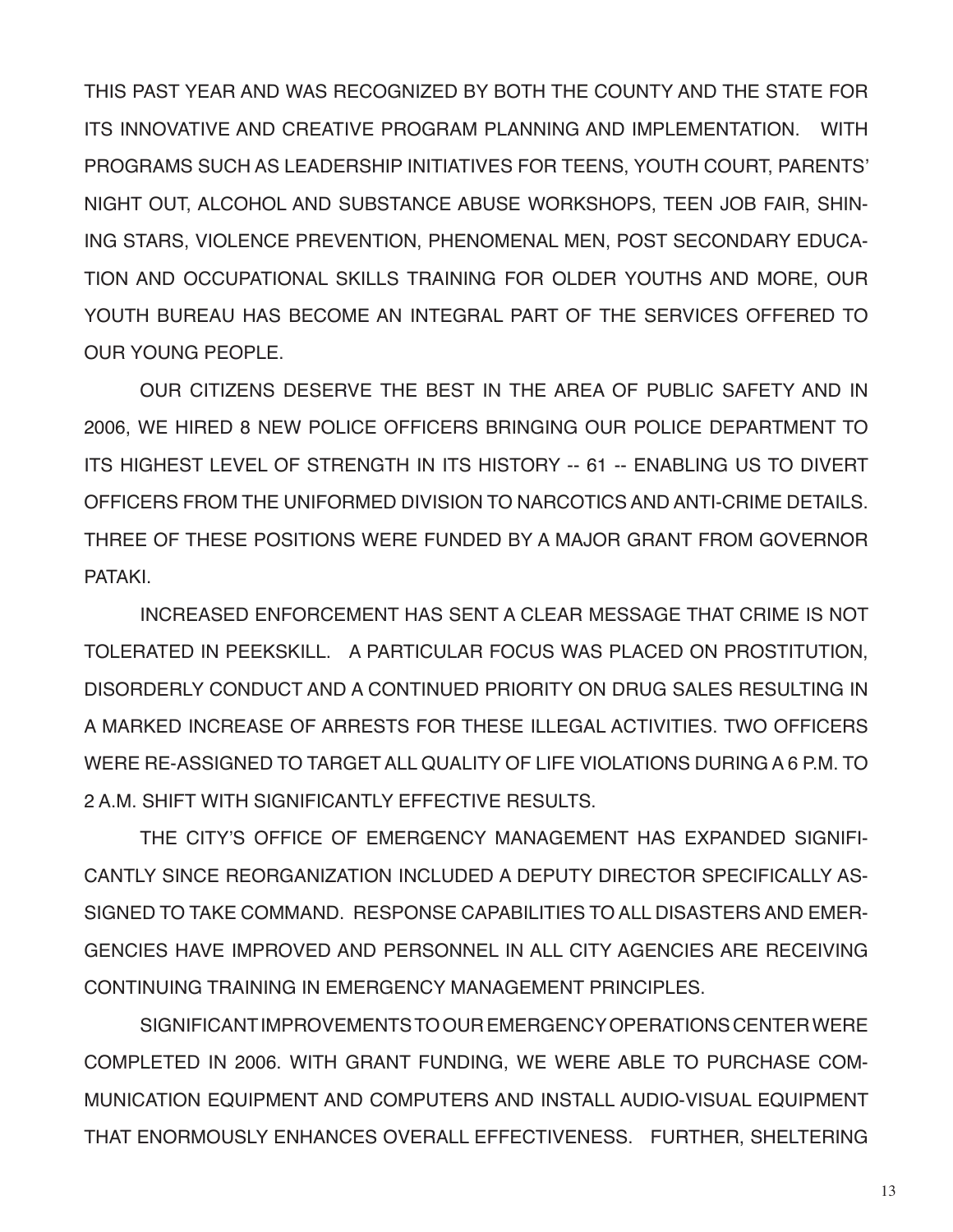THIS PAST YEAR AND WAS RECOGNIZED BY BOTH THE COUNTY AND THE STATE FOR ITS INNOVATIVE AND CREATIVE PROGRAM PLANNING AND IMPLEMENTATION. WITH PROGRAMS SUCH AS LEADERSHIP INITIATIVES FOR TEENS, YOUTH COURT, PARENTS' NIGHT OUT, ALCOHOL AND SUBSTANCE ABUSE WORKSHOPS, TEEN JOB FAIR, SHINING STARS, VIOLENCE PREVENTION, PHENOMENAL MEN, POST SECONDARY EDUCATION AND OCCUPATIONAL SKILLS TRAINING FOR OLDER YOUTHS AND MORE, OUR YOUTH BUREAU HAS BECOME AN INTEGRAL PART OF THE SERVICES OFFERED TO OUR YOUNG PEOPLE.

OUR CITIZENS DESERVE THE BEST IN THE AREA OF PUBLIC SAFETY AND IN 2006, WE HIRED 8 NEW POLICE OFFICERS BRINGING OUR POLICE DEPARTMENT TO ITS HIGHEST LEVEL OF STRENGTH IN ITS HISTORY -- 61 -- ENABLING US TO DIVERT OFFICERS FROM THE UNIFORMED DIVISION TO NARCOTICS AND ANTI-CRIME DETAILS. THREE OF THESE POSITIONS WERE FUNDED BY A MAJOR GRANT FROM GOVERNOR PATAKI.

INCREASED ENFORCEMENT HAS SENT A CLEAR MESSAGE THAT CRIME IS NOT TOLERATED IN PEEKSKILL. A PARTICULAR FOCUS WAS PLACED ON PROSTITUTION, DISORDERLY CONDUCT AND A CONTINUED PRIORITY ON DRUG SALES RESULTING IN A MARKED INCREASE OF ARRESTS FOR THESE ILLEGAL ACTIVITIES. TWO OFFICERS WERE RE-ASSIGNED TO TARGET ALL QUALITY OF LIFE VIOLATIONS DURING A 6 P.M. TO 2 A.M. SHIFT WITH SIGNIFICANTLY EFFECTIVE RESULTS.

THE CITY'S OFFICE OF EMERGENCY MANAGEMENT HAS EXPANDED SIGNIFICANTLY SINCE REORGANIZATION INCLUDED A DEPUTY DIRECTOR SPECIFICALLY ASSIGNED TO TAKE COMMAND. RESPONSE CAPABILITIES TO ALL DISASTERS AND EMERGENCIES HAVE IMPROVED AND PERSONNEL IN ALL CITY AGENCIES ARE RECEIVING CONTINUING TRAINING IN EMERGENCY MANAGEMENT PRINCIPLES.

SIGNIFICANT IMPROVEMENTS TO OUR EMERGENCY OPERATIONS CENTER WERE COMPLETED IN 2006. WITH GRANT FUNDING, WE WERE ABLE TO PURCHASE COMMUNICATION EQUIPMENT AND COMPUTERS AND INSTALL AUDIO-VISUAL EQUIPMENT THAT ENORMOUSLY ENHANCES OVERALL EFFECTIVENESS. FURTHER, SHELTERING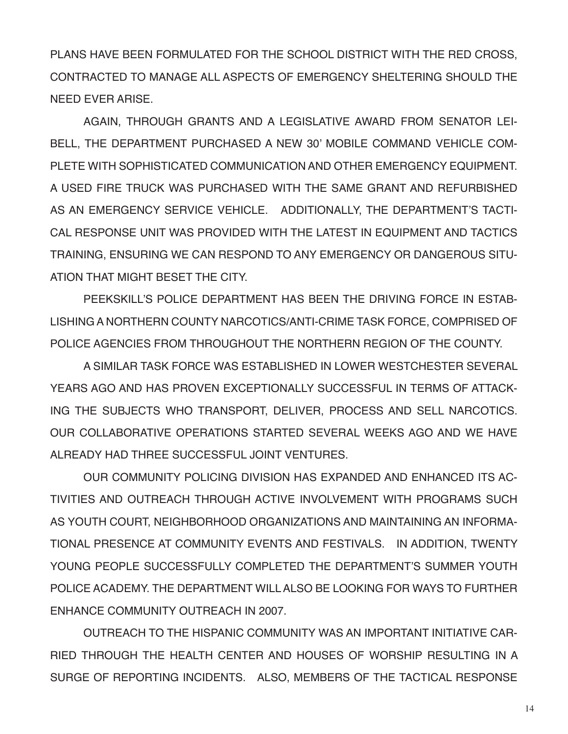PLANS HAVE BEEN FORMULATED FOR THE SCHOOL DISTRICT WITH THE RED CROSS, CONTRACTED TO MANAGE ALL ASPECTS OF EMERGENCY SHELTERING SHOULD THE NEED EVER ARISE.

AGAIN, THROUGH GRANTS AND A LEGISLATIVE AWARD FROM SENATOR LEIBELL, THE DEPARTMENT PURCHASED A NEW 30' MOBILE COMMAND VEHICLE COMPLETE WITH SOPHISTICATED COMMUNICATION AND OTHER EMERGENCY EQUIPMENT. A USED FIRE TRUCK WAS PURCHASED WITH THE SAME GRANT AND REFURBISHED AS AN EMERGENCY SERVICE VEHICLE. ADDITIONALLY, THE DEPARTMENT'S TACTICAL RESPONSE UNIT WAS PROVIDED WITH THE LATEST IN EQUIPMENT AND TACTICS TRAINING, ENSURING WE CAN RESPOND TO ANY EMERGENCY OR DANGEROUS SITUATION THAT MIGHT BESET THE CITY.

PEEKSKILL'S POLICE DEPARTMENT HAS BEEN THE DRIVING FORCE IN ESTABLISHING A NORTHERN COUNTY NARCOTICS/ANTI-CRIME TASK FORCE, COMPRISED OF POLICE AGENCIES FROM THROUGHOUT THE NORTHERN REGION OF THE COUNTY.

A SIMILAR TASK FORCE WAS ESTABLISHED IN LOWER WESTCHESTER SEVERAL YEARS AGO AND HAS PROVEN EXCEPTIONALLY SUCCESSFUL IN TERMS OF ATTACKING THE SUBJECTS WHO TRANSPORT, DELIVER, PROCESS AND SELL NARCOTICS. OUR COLLABORATIVE OPERATIONS STARTED SEVERAL WEEKS AGO AND WE HAVE ALREADY HAD THREE SUCCESSFUL JOINT VENTURES.

OUR COMMUNITY POLICING DIVISION HAS EXPANDED AND ENHANCED ITS ACTIVITIES AND OUTREACH THROUGH ACTIVE INVOLVEMENT WITH PROGRAMS SUCH AS YOUTH COURT, NEIGHBORHOOD ORGANIZATIONS AND MAINTAINING AN INFORMATIONAL PRESENCE AT COMMUNITY EVENTS AND FESTIVALS. IN ADDITION, TWENTY YOUNG PEOPLE SUCCESSFULLY COMPLETED THE DEPARTMENT'S SUMMER YOUTH POLICE ACADEMY. THE DEPARTMENT WILL ALSO BE LOOKING FOR WAYS TO FURTHER ENHANCE COMMUNITY OUTREACH IN 2007.

OUTREACH TO THE HISPANIC COMMUNITY WAS AN IMPORTANT INITIATIVE CARRIED THROUGH THE HEALTH CENTER AND HOUSES OF WORSHIP RESULTING IN A SURGE OF REPORTING INCIDENTS. ALSO, MEMBERS OF THE TACTICAL RESPONSE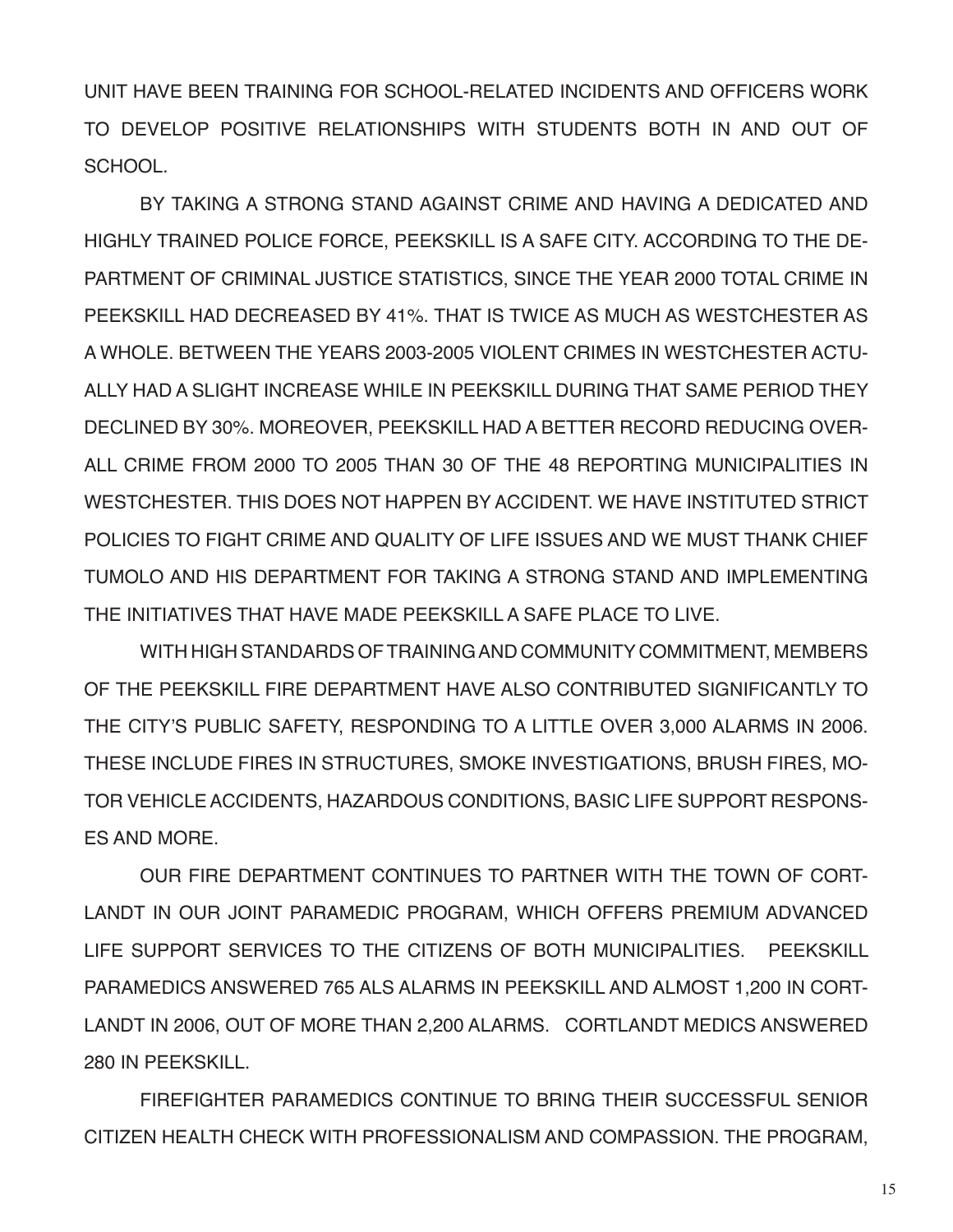UNIT HAVE BEEN TRAINING FOR SCHOOL-RELATED INCIDENTS AND OFFICERS WORK TO DEVELOP POSITIVE RELATIONSHIPS WITH STUDENTS BOTH IN AND OUT OF SCHOOL.

BY TAKING A STRONG STAND AGAINST CRIME AND HAVING A DEDICATED AND HIGHLY TRAINED POLICE FORCE, PEEKSKILL IS A SAFE CITY. ACCORDING TO THE DEPARTMENT OF CRIMINAL JUSTICE STATISTICS, SINCE THE YEAR 2000 TOTAL CRIME IN PEEKSKILL HAD DECREASED BY 41%. THAT IS TWICE AS MUCH AS WESTCHESTER AS A WHOLE. BETWEEN THE YEARS 2003-2005 VIOLENT CRIMES IN WESTCHESTER ACTUALLY HAD A SLIGHT INCREASE WHILE IN PEEKSKILL DURING THAT SAME PERIOD THEY DECLINED BY 30%. MOREOVER, PEEKSKILL HAD A BETTER RECORD REDUCING OVERALL CRIME FROM 2000 TO 2005 THAN 30 OF THE 48 REPORTING MUNICIPALITIES IN WESTCHESTER. THIS DOES NOT HAPPEN BY ACCIDENT. WE HAVE INSTITUTED STRICT POLICIES TO FIGHT CRIME AND QUALITY OF LIFE ISSUES AND WE MUST THANK CHIEF TUMOLO AND HIS DEPARTMENT FOR TAKING A STRONG STAND AND IMPLEMENTING THE INITIATIVES THAT HAVE MADE PEEKSKILL A SAFE PLACE TO LIVE.

WITH HIGH STANDARDS OF TRAINING AND COMMUNITY COMMITMENT, MEMBERS OF THE PEEKSKILL FIRE DEPARTMENT HAVE ALSO CONTRIBUTED SIGNIFICANTLY TO THE CITY'S PUBLIC SAFETY, RESPONDING TO A LITTLE OVER 3,000 ALARMS IN 2006. THESE INCLUDE FIRES IN STRUCTURES, SMOKE INVESTIGATIONS, BRUSH FIRES, MOTOR VEHICLE ACCIDENTS, HAZARDOUS CONDITIONS, BASIC LIFE SUPPORT RESPONSES AND MORE.

OUR FIRE DEPARTMENT CONTINUES TO PARTNER WITH THE TOWN OF CORTLANDT IN OUR JOINT PARAMEDIC PROGRAM, WHICH OFFERS PREMIUM ADVANCED LIFE SUPPORT SERVICES TO THE CITIZENS OF BOTH MUNICIPALITIES. PEEKSKILL PARAMEDICS ANSWERED 765 ALS ALARMS IN PEEKSKILL AND ALMOST 1,200 IN CORTLANDT IN 2006, OUT OF MORE THAN 2,200 ALARMS. CORTLANDT MEDICS ANSWERED 280 IN PEEKSKILL.

FIREFIGHTER PARAMEDICS CONTINUE TO BRING THEIR SUCCESSFUL SENIOR CITIZEN HEALTH CHECK WITH PROFESSIONALISM AND COMPASSION. THE PROGRAM,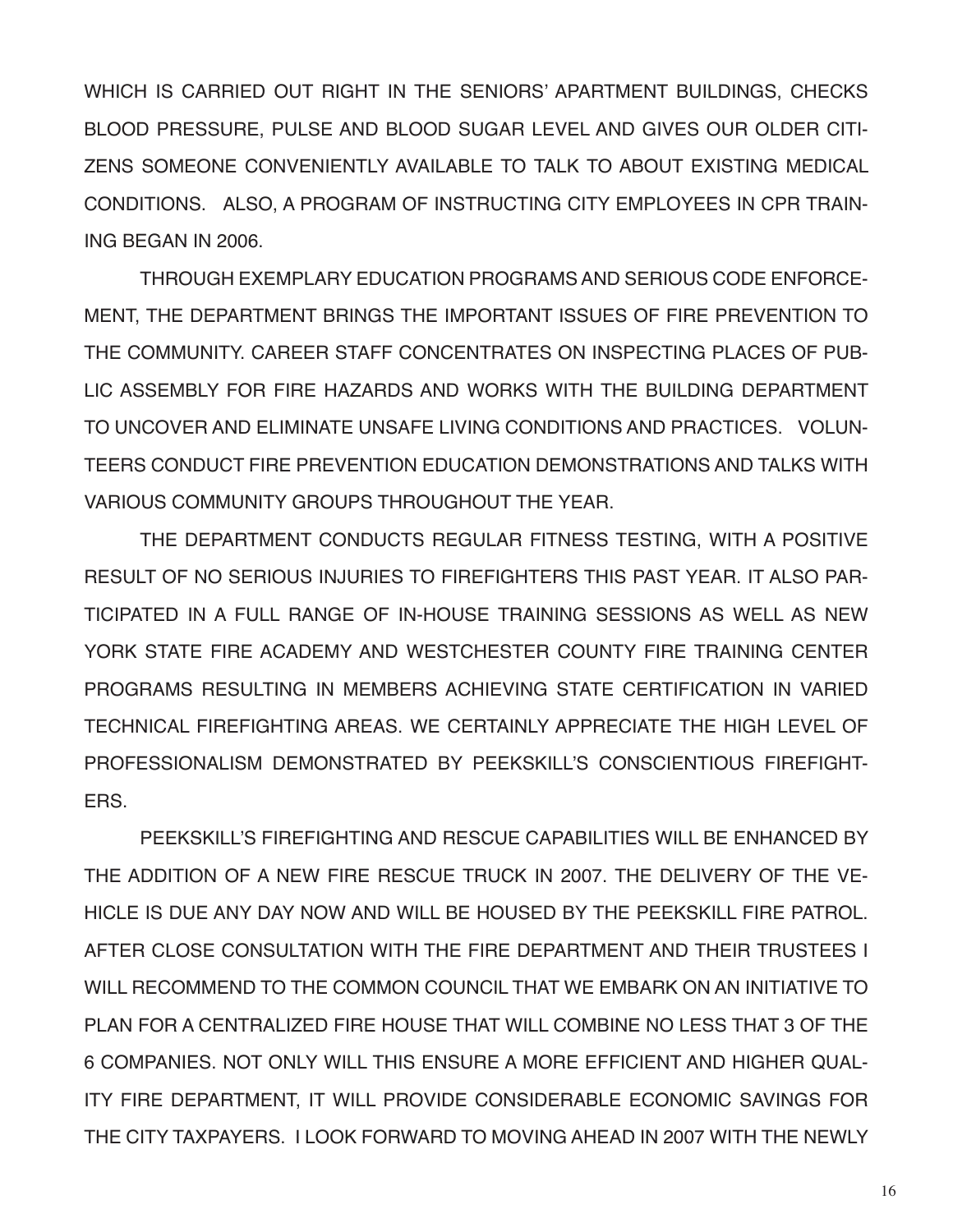WHICH IS CARRIED OUT RIGHT IN THE SENIORS' APARTMENT BUILDINGS, CHECKS BLOOD PRESSURE, PULSE AND BLOOD SUGAR LEVEL AND GIVES OUR OLDER CITIZENS SOMEONE CONVENIENTLY AVAILABLE TO TALK TO ABOUT EXISTING MEDICAL CONDITIONS. ALSO, A PROGRAM OF INSTRUCTING CITY EMPLOYEES IN CPR TRAINING BEGAN IN 2006.

THROUGH EXEMPLARY EDUCATION PROGRAMS AND SERIOUS CODE ENFORCEMENT, THE DEPARTMENT BRINGS THE IMPORTANT ISSUES OF FIRE PREVENTION TO THE COMMUNITY. CAREER STAFF CONCENTRATES ON INSPECTING PLACES OF PUBLIC ASSEMBLY FOR FIRE HAZARDS AND WORKS WITH THE BUILDING DEPARTMENT TO UNCOVER AND ELIMINATE UNSAFE LIVING CONDITIONS AND PRACTICES. VOLUNTEERS CONDUCT FIRE PREVENTION EDUCATION DEMONSTRATIONS AND TALKS WITH VARIOUS COMMUNITY GROUPS THROUGHOUT THE YEAR.

THE DEPARTMENT CONDUCTS REGULAR FITNESS TESTING, WITH A POSITIVE RESULT OF NO SERIOUS INJURIES TO FIREFIGHTERS THIS PAST YEAR. IT ALSO PARTICIPATED IN A FULL RANGE OF IN-HOUSE TRAINING SESSIONS AS WELL AS NEW YORK STATE FIRE ACADEMY AND WESTCHESTER COUNTY FIRE TRAINING CENTER PROGRAMS RESULTING IN MEMBERS ACHIEVING STATE CERTIFICATION IN VARIED TECHNICAL FIREFIGHTING AREAS. WE CERTAINLY APPRECIATE THE HIGH LEVEL OF PROFESSIONALISM DEMONSTRATED BY PEEKSKILL'S CONSCIENTIOUS FIREFIGHTERS.

PEEKSKILL'S FIREFIGHTING AND RESCUE CAPABILITIES WILL BE ENHANCED BY THE ADDITION OF A NEW FIRE RESCUE TRUCK IN 2007. THE DELIVERY OF THE VEHICLE IS DUE ANY DAY NOW AND WILL BE HOUSED BY THE PEEKSKILL FIRE PATROL. AFTER CLOSE CONSULTATION WITH THE FIRE DEPARTMENT AND THEIR TRUSTEES I WILL RECOMMEND TO THE COMMON COUNCIL THAT WE EMBARK ON AN INITIATIVE TO PLAN FOR A CENTRALIZED FIRE HOUSE THAT WILL COMBINE NO LESS THAT 3 OF THE 6 COMPANIES. NOT ONLY WILL THIS ENSURE A MORE EFFICIENT AND HIGHER QUALITY FIRE DEPARTMENT, IT WILL PROVIDE CONSIDERABLE ECONOMIC SAVINGS FOR THE CITY TAXPAYERS. I LOOK FORWARD TO MOVING AHEAD IN 2007 WITH THE NEWLY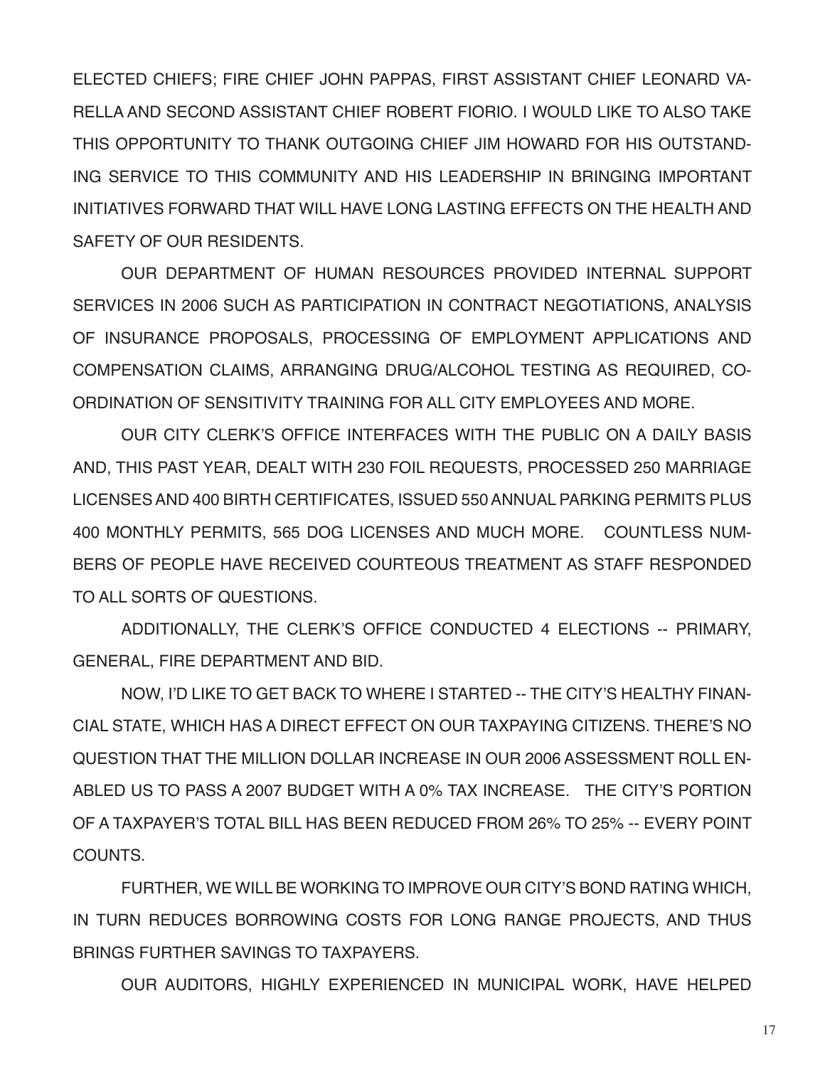ELECTED CHIEFS; FIRE CHIEF JOHN PAPPAS, FIRST ASSISTANT CHIEF LEONARD VARELLA AND SECOND ASSISTANT CHIEF ROBERT FIORIO. I WOULD LIKE TO ALSO TAKE THIS OPPORTUNITY TO THANK OUTGOING CHIEF JIM HOWARD FOR HIS OUTSTANDING SERVICE TO THIS COMMUNITY AND HIS LEADERSHIP IN BRINGING IMPORTANT INITIATIVES FORWARD THAT WILL HAVE LONG LASTING EFFECTS ON THE HEALTH AND SAFETY OF OUR RESIDENTS.

OUR DEPARTMENT OF HUMAN RESOURCES PROVIDED INTERNAL SUPPORT SERVICES IN 2006 SUCH AS PARTICIPATION IN CONTRACT NEGOTIATIONS, ANALYSIS OF INSURANCE PROPOSALS, PROCESSING OF EMPLOYMENT APPLICATIONS AND COMPENSATION CLAIMS, ARRANGING DRUG/ALCOHOL TESTING AS REQUIRED, COORDINATION OF SENSITIVITY TRAINING FOR ALL CITY EMPLOYEES AND MORE.

OUR CITY CLERK'S OFFICE INTERFACES WITH THE PUBLIC ON A DAILY BASIS AND, THIS PAST YEAR, DEALT WITH 230 FOIL REQUESTS, PROCESSED 250 MARRIAGE LICENSES AND 400 BIRTH CERTIFICATES, ISSUED 550 ANNUAL PARKING PERMITS PLUS 400 MONTHLY PERMITS, 565 DOG LICENSES AND MUCH MORE. COUNTLESS NUMBERS OF PEOPLE HAVE RECEIVED COURTEOUS TREATMENT AS STAFF RESPONDED TO ALL SORTS OF QUESTIONS.

ADDITIONALLY, THE CLERK'S OFFICE CONDUCTED 4 ELECTIONS -- PRIMARY, GENERAL, FIRE DEPARTMENT AND BID.

NOW, I'D LIKE TO GET BACK TO WHERE I STARTED -- THE CITY'S HEALTHY FINANCIAL STATE, WHICH HAS A DIRECT EFFECT ON OUR TAXPAYING CITIZENS. THERE'S NO QUESTION THAT THE MILLION DOLLAR INCREASE IN OUR 2006 ASSESSMENT ROLL ENABLED US TO PASS A 2007 BUDGET WITH A 0% TAX INCREASE. THE CITY'S PORTION OF A TAXPAYER'S TOTAL BILL HAS BEEN REDUCED FROM 26% TO 25% -- EVERY POINT COUNTS.

FURTHER, WE WILL BE WORKING TO IMPROVE OUR CITY'S BOND RATING WHICH, IN TURN REDUCES BORROWING COSTS FOR LONG RANGE PROJECTS, AND THUS BRINGS FURTHER SAVINGS TO TAXPAYERS.

OUR AUDITORS, HIGHLY EXPERIENCED IN MUNICIPAL WORK, HAVE HELPED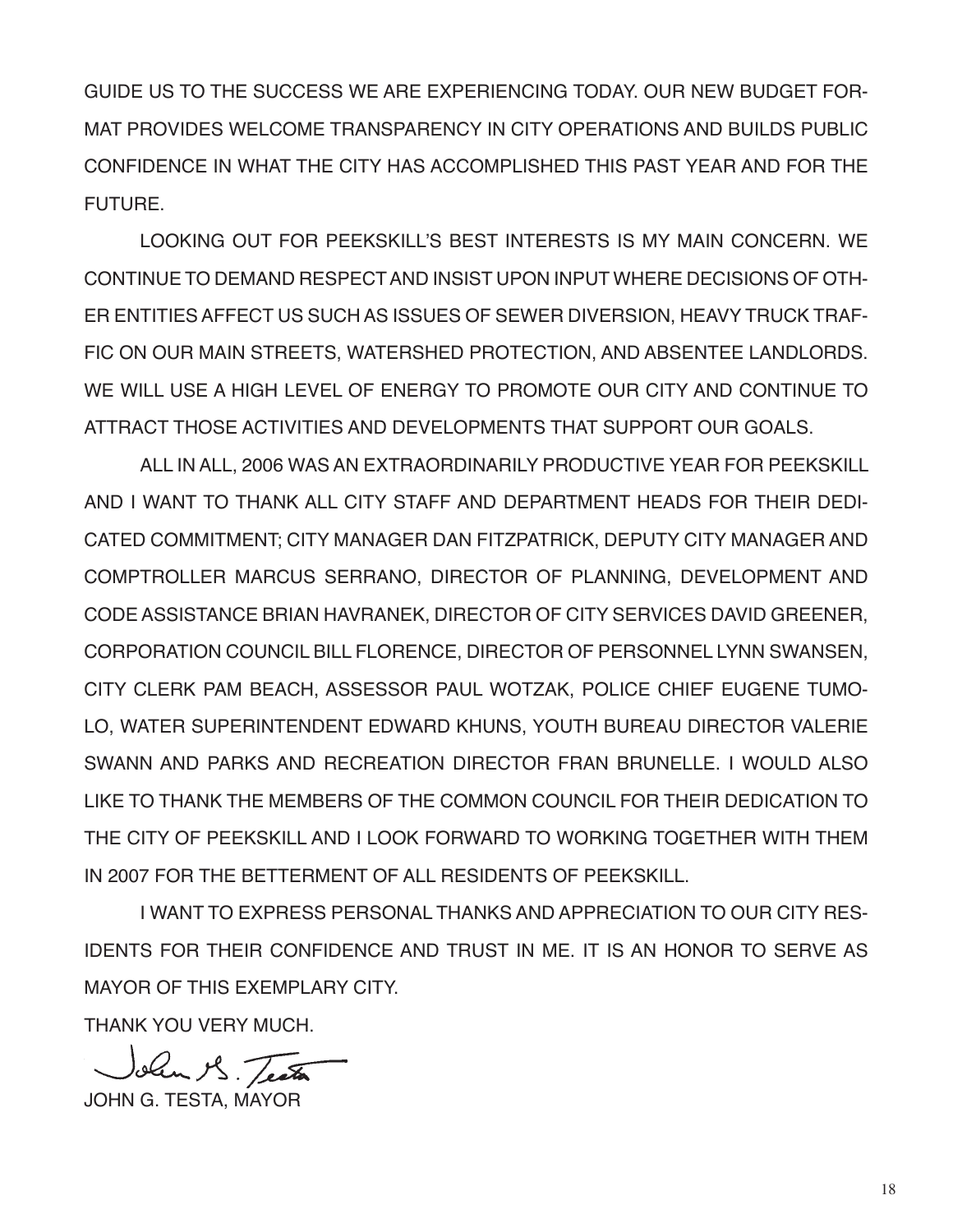GUIDE US TO THE SUCCESS WE ARE EXPERIENCING TODAY. OUR NEW BUDGET FORMAT PROVIDES WELCOME TRANSPARENCY IN CITY OPERATIONS AND BUILDS PUBLIC CONFIDENCE IN WHAT THE CITY HAS ACCOMPLISHED THIS PAST YEAR AND FOR THE FUTURE.

LOOKING OUT FOR PEEKSKILL'S BEST INTERESTS IS MY MAIN CONCERN. WE CONTINUE TO DEMAND RESPECT AND INSIST UPON INPUT WHERE DECISIONS OF OTHER ENTITIES AFFECT US SUCH AS ISSUES OF SEWER DIVERSION, HEAVY TRUCK TRAFFIC ON OUR MAIN STREETS, WATERSHED PROTECTION, AND ABSENTEE LANDLORDS. WE WILL USE A HIGH LEVEL OF ENERGY TO PROMOTE OUR CITY AND CONTINUE TO ATTRACT THOSE ACTIVITIES AND DEVELOPMENTS THAT SUPPORT OUR GOALS.

ALL IN ALL, 2006 WAS AN EXTRAORDINARILY PRODUCTIVE YEAR FOR PEEKSKILL AND I WANT TO THANK ALL CITY STAFF AND DEPARTMENT HEADS FOR THEIR DEDICATED COMMITMENT; CITY MANAGER DAN FITZPATRICK, DEPUTY CITY MANAGER AND COMPTROLLER MARCUS SERRANO, DIRECTOR OF PLANNING, DEVELOPMENT AND CODE ASSISTANCE BRIAN HAVRANEK, DIRECTOR OF CITY SERVICES DAVID GREENER, CORPORATION COUNCIL BILL FLORENCE, DIRECTOR OF PERSONNEL LYNN SWANSEN, CITY CLERK PAM BEACH, ASSESSOR PAUL WOTZAK, POLICE CHIEF EUGENE TUMOLO, WATER SUPERINTENDENT EDWARD KHUNS, YOUTH BUREAU DIRECTOR VALERIE SWANN AND PARKS AND RECREATION DIRECTOR FRAN BRUNELLE. I WOULD ALSO LIKE TO THANK THE MEMBERS OF THE COMMON COUNCIL FOR THEIR DEDICATION TO THE CITY OF PEEKSKILL AND I LOOK FORWARD TO WORKING TOGETHER WITH THEM IN 2007 FOR THE BETTERMENT OF ALL RESIDENTS OF PEEKSKILL.

I WANT TO EXPRESS PERSONAL THANKS AND APPRECIATION TO OUR CITY RESIDENTS FOR THEIR CONFIDENCE AND TRUST IN ME. IT IS AN HONOR TO SERVE AS MAYOR OF THIS EXEMPLARY CITY.

THANK YOU VERY MUCH.

John G. Testa

JOHN G. TESTA, MAYOR